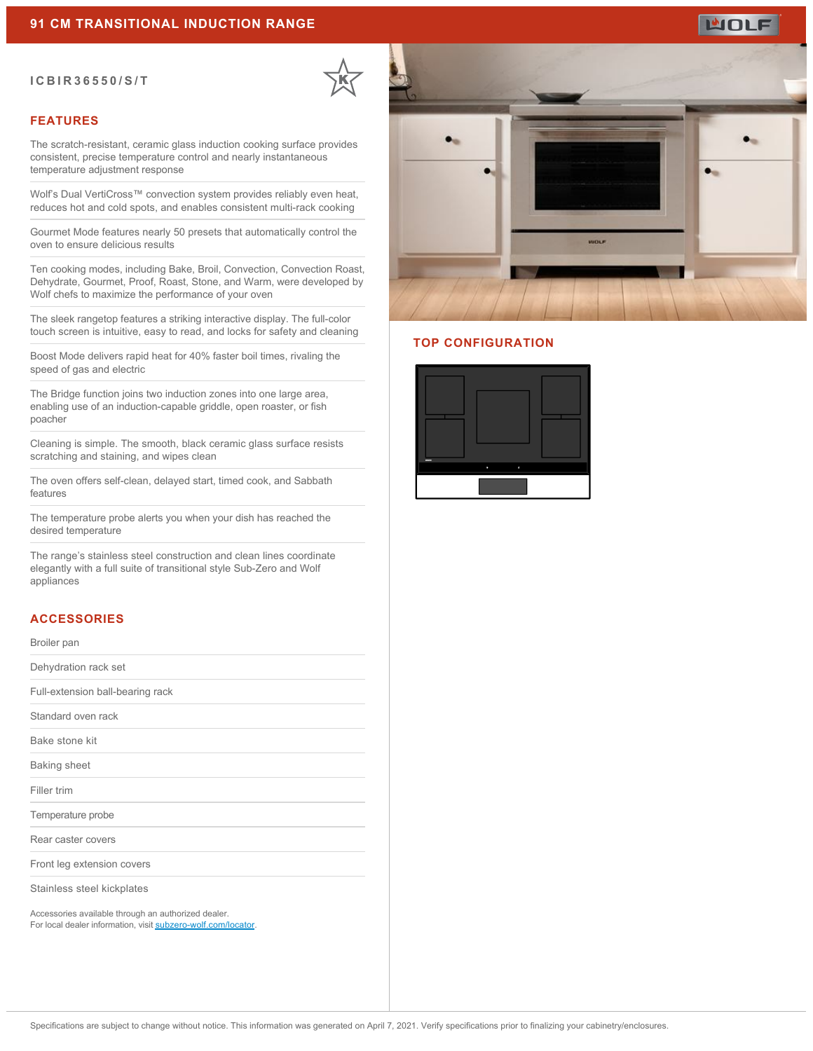# 91 CM TRANSITIONAL INDUCTION RANGE

**ICBIR36550/S/T**

## FEATURES

The scratch-resistant, ceramic glass induction cooking surface provides consistent, precise temperature control and nearly instantaneous temperature adjustment response

Wolf's Dual VertiCross™ convection system provides reliably even heat, reduces hot and cold spots, and enables consistent multi-rack cooking

Gourmet Mode features nearly 50 presets that automatically control the oven to ensure delicious results

Ten cooking modes, including Bake, Broil, Convection, Convection Roast, Dehydrate, Gourmet, Proof, Roast, Stone, and Warm, were developed by Wolf chefs to maximize the performance of your oven

The sleek rangetop features a striking interactive display. The full-color touch screen is intuitive, easy to read, and locks for safety and cleaning

Boost Mode delivers rapid heat for 40% faster boil times, rivaling the speed of gas and electric

The Bridge function joins two induction zones into one large area, enabling use of an induction-capable griddle, open roaster, or fish poacher

Cleaning is simple. The smooth, black ceramic glass surface resists scratching and staining, and wipes clean

The oven offers self-clean, delayed start, timed cook, and Sabbath features

The temperature probe alerts you when your dish has reached the desired temperature

The range's stainless steel construction and clean lines coordinate elegantly with a full suite of transitional style Sub-Zero and Wolf appliances

## ACCESSORIES

Broiler pan

Dehydration rack set

Full-extension ball-bearing rack

Standard oven rack

Bake stone kit

Baking sheet

Filler trim

Temperature probe

Rear caster covers

Front leg extension covers

Stainless steel kickplates

Accessories available through an authorized dealer.
For local dealer information, visit subzero-wolf.com/locator.

## TOP CONFIGURATION

Specifications are subject to change without notice. This information was generated on April 7, 2021. Verify specifications prior to finalizing your cabinetry/enclosures.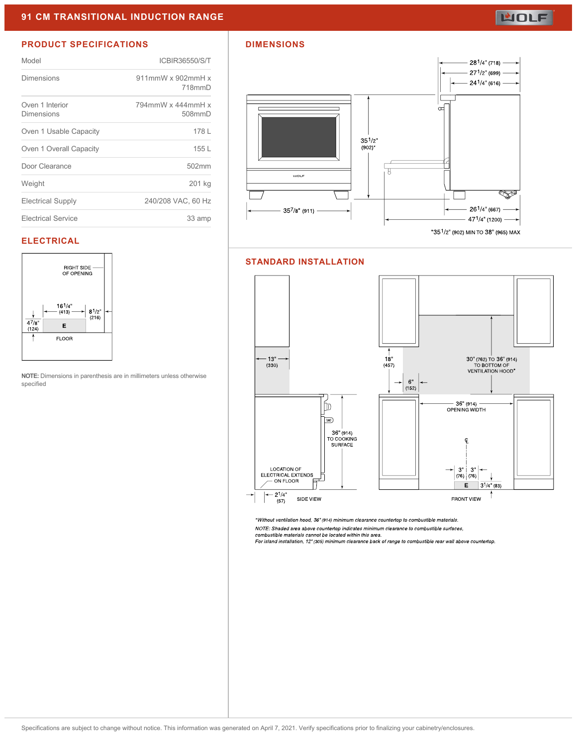# 91 CM TRANSITIONAL INDUCTION RANGE

## PRODUCT SPECIFICATIONS

| | |
|---|---|
| Model | ICBIR36550/S/T |
| Dimensions | 911mmW x 902mmH x 718mmD |
| Oven 1 Interior Dimensions | 794mmW x 444mmH x 508mmD |
| Oven 1 Usable Capacity | 178 L |
| Oven 1 Overall Capacity | 155 L |
| Door Clearance | 502mm |
| Weight | 201 kg |
| Electrical Supply | 240/208 VAC, 60 Hz |
| Electrical Service | 33 amp |

## ELECTRICAL

RIGHT SIDE OF OPENING

16 1/4" (413)

8 1/2" (216)

4 7/8" (124)

E

FLOOR

**NOTE:** Dimensions in parenthesis are in millimeters unless otherwise specified

## DIMENSIONS

28 1/4" (718)

27 1/2" (699)

24 1/4" (616)

35 1/2" (902)*

35 7/8" (911)

26 1/4" (667)

47 1/4" (1200)

*35 1/2" (902) MIN TO 38" (965) MAX

## STANDARD INSTALLATION

13" (330)

36" (914) TO COOKING SURFACE

LOCATION OF ELECTRICAL EXTENDS ON FLOOR

2 1/4" (57)

SIDE VIEW

18" (457)

6" (152)

30" (762) TO 36" (914) TO BOTTOM OF VENTILATION HOOD*

36" (914) OPENING WIDTH

3" (76)

3" (76)

E

3 1/4" (83)

FRONT VIEW

*Without ventilation hood, 36" (914) minimum clearance countertop to combustible materials.*

*NOTE: Shaded area above countertop indicates minimum clearance to combustible surfaces, combustible materials cannot be located within this area.*

*For island installation, 12" (305) minimum clearance back of range to combustible rear wall above countertop.*

Specifications are subject to change without notice. This information was generated on April 7, 2021. Verify specifications prior to finalizing your cabinetry/enclosures.